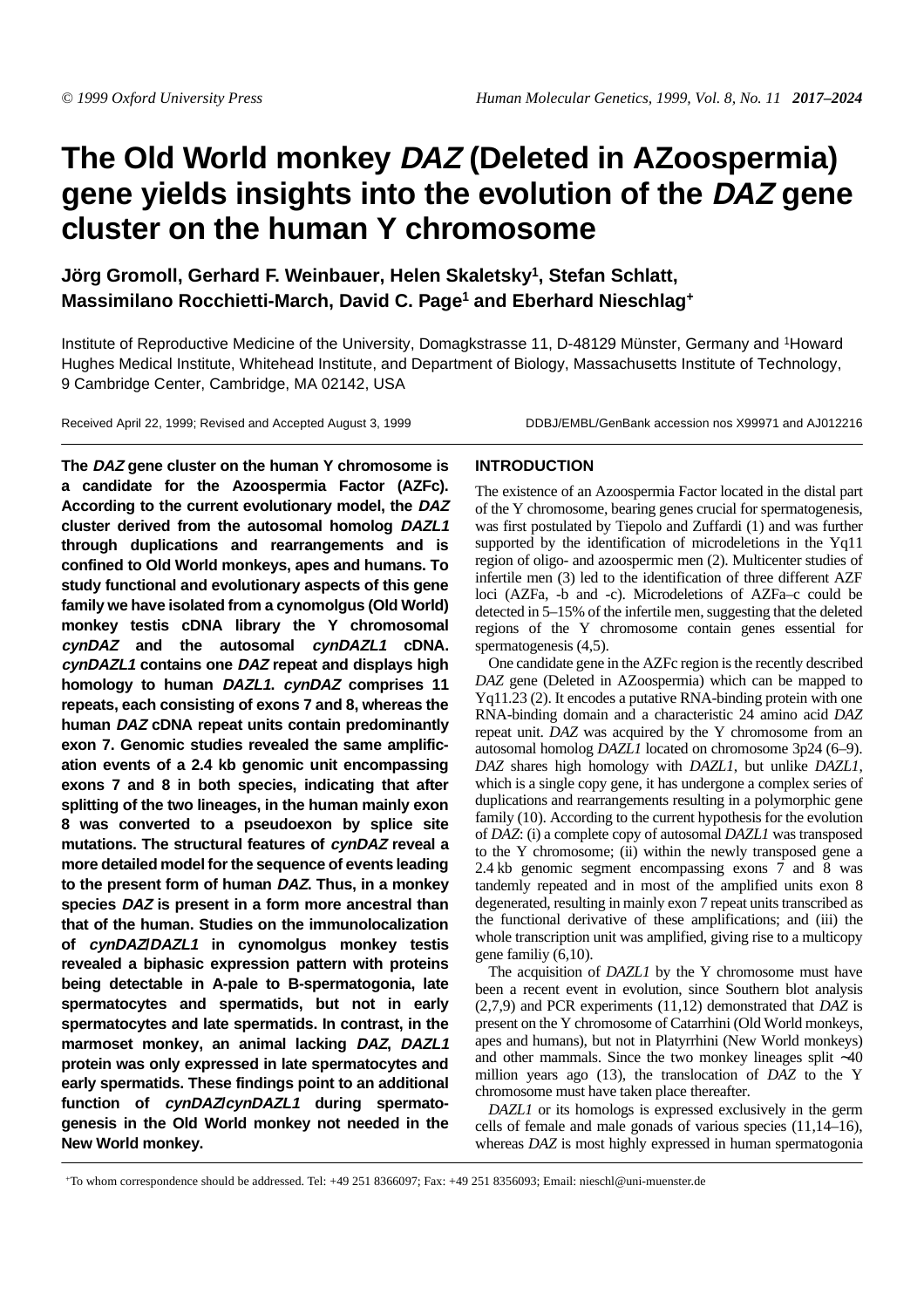# The Old World monkey *DAZ* (Deleted in AZoospermia) gene yields insights into the evolution of the *DAZ* gene cluster on the human Y chromosome

**Jörg Gromoll, Gerhard F. Weinbauer, Helen Skaletsky[1], Stefan Schlatt, Massimilano Rocchietti-March, David C. Page[1] and Eberhard Nieschlag[+]**

Institute of Reproductive Medicine of the University, Domagkstrasse 11, D-48129 Münster, Germany and [1]Howard Hughes Medical Institute, Whitehead Institute, and Department of Biology, Massachusetts Institute of Technology, 9 Cambridge Center, Cambridge, MA 02142, USA

Received April 22, 1999; Revised and Accepted August 3, 1999

DDBJ/EMBL/GenBank accession nos X99971 and AJ012216

**The *DAZ* gene cluster on the human Y chromosome is a candidate for the Azoospermia Factor (AZFc). According to the current evolutionary model, the *DAZ* cluster derived from the autosomal homolog *DAZL1* through duplications and rearrangements and is confined to Old World monkeys, apes and humans. To study functional and evolutionary aspects of this gene family we have isolated from a cynomolgus (Old World) monkey testis cDNA library the Y chromosomal *cynDAZ* and the autosomal *cynDAZL1* cDNA. *cynDAZL1* contains one *DAZ* repeat and displays high homology to human *DAZL1*. *cynDAZ* comprises 11 repeats, each consisting of exons 7 and 8, whereas the human *DAZ* cDNA repeat units contain predominantly exon 7. Genomic studies revealed the same amplification events of a 2.4 kb genomic unit encompassing exons 7 and 8 in both species, indicating that after splitting of the two lineages, in the human mainly exon 8 was converted to a pseudoexon by splice site mutations. The structural features of *cynDAZ* reveal a more detailed model for the sequence of events leading to the present form of human *DAZ*. Thus, in a monkey species *DAZ* is present in a form more ancestral than that of the human. Studies on the immunolocalization of *cynDAZ*/*DAZL1* in cynomolgus monkey testis revealed a biphasic expression pattern with proteins being detectable in A-pale to B-spermatogonia, late spermatocytes and spermatids, but not in early spermatocytes and late spermatids. In contrast, in the marmoset monkey, an animal lacking *DAZ*, *DAZL1* protein was only expressed in late spermatocytes and early spermatids. These findings point to an additional function of *cynDAZ*/*cynDAZL1* during spermatogenesis in the Old World monkey not needed in the New World monkey.**

## INTRODUCTION

The existence of an Azoospermia Factor located in the distal part of the Y chromosome, bearing genes crucial for spermatogenesis, was first postulated by Tiepolo and Zuffardi (1) and was further supported by the identification of microdeletions in the Yq11 region of oligo- and azoospermic men (2). Multicenter studies of infertile men (3) led to the identification of three different AZF loci (AZFa, -b and -c). Microdeletions of AZFa–c could be detected in 5–15% of the infertile men, suggesting that the deleted regions of the Y chromosome contain genes essential for spermatogenesis (4,5).

One candidate gene in the AZFc region is the recently described *DAZ* gene (Deleted in AZoospermia) which can be mapped to Yq11.23 (2). It encodes a putative RNA-binding protein with one RNA-binding domain and a characteristic 24 amino acid *DAZ* repeat unit. *DAZ* was acquired by the Y chromosome from an autosomal homolog *DAZL1* located on chromosome 3p24 (6–9). *DAZ* shares high homology with *DAZL1*, but unlike *DAZL1*, which is a single copy gene, it has undergone a complex series of duplications and rearrangements resulting in a polymorphic gene family (10). According to the current hypothesis for the evolution of *DAZ*: (i) a complete copy of autosomal *DAZL1* was transposed to the Y chromosome; (ii) within the newly transposed gene a 2.4 kb genomic segment encompassing exons 7 and 8 was tandemly repeated and in most of the amplified units exon 8 degenerated, resulting in mainly exon 7 repeat units transcribed as the functional derivative of these amplifications; and (iii) the whole transcription unit was amplified, giving rise to a multicopy gene familiy (6,10).

The acquisition of *DAZL1* by the Y chromosome must have been a recent event in evolution, since Southern blot analysis (2,7,9) and PCR experiments (11,12) demonstrated that *DAZ* is present on the Y chromosome of Catarrhini (Old World monkeys, apes and humans), but not in Platyrrhini (New World monkeys) and other mammals. Since the two monkey lineages split ~40 million years ago (13), the translocation of *DAZ* to the Y chromosome must have taken place thereafter.

*DAZL1* or its homologs is expressed exclusively in the germ cells of female and male gonads of various species (11,14–16), whereas *DAZ* is most highly expressed in human spermatogonia

[+]To whom correspondence should be addressed. Tel: +49 251 8366097; Fax: +49 251 8356093; Email: nieschl@uni-muenster.de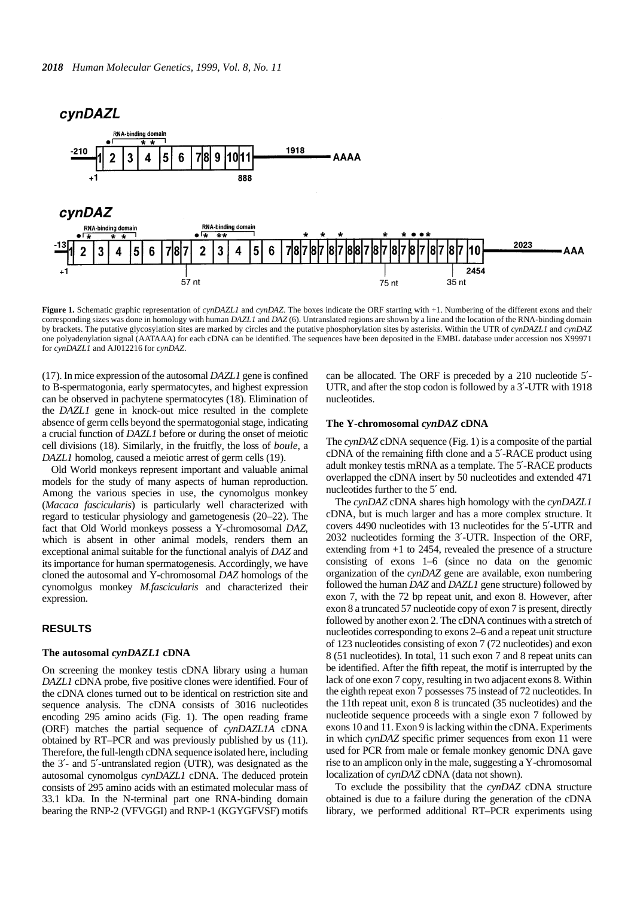**Figure 1.** Schematic graphic representation of *cynDAZL1* and *cynDAZ*. The boxes indicate the ORF starting with +1. Numbering of the different exons and their corresponding sizes was done in homology with human *DAZL1* and *DAZ* (6). Untranslated regions are shown by a line and the location of the RNA-binding domain by brackets. The putative glycosylation sites are marked by circles and the putative phosphorylation sites by asterisks. Within the UTR of *cynDAZL1* and *cynDAZ* one polyadenylation signal (AATAAA) for each cDNA can be identified. The sequences have been deposited in the EMBL database under accession nos X99971 for *cynDAZL1* and AJ012216 for *cynDAZ*.

(17). In mice expression of the autosomal *DAZL1* gene is confined to B-spermatogonia, early spermatocytes, and highest expression can be observed in pachytene spermatocytes (18). Elimination of the *DAZL1* gene in knock-out mice resulted in the complete absence of germ cells beyond the spermatogonial stage, indicating a crucial function of *DAZL1* before or during the onset of meiotic cell divisions (18). Similarly, in the fruitfly, the loss of *boule*, a *DAZL1* homolog, caused a meiotic arrest of germ cells (19).

Old World monkeys represent important and valuable animal models for the study of many aspects of human reproduction. Among the various species in use, the cynomolgus monkey (*Macaca fascicularis*) is particularly well characterized with regard to testicular physiology and gametogenesis (20–22). The fact that Old World monkeys possess a Y-chromosomal *DAZ*, which is absent in other animal models, renders them an exceptional animal suitable for the functional analyis of *DAZ* and its importance for human spermatogenesis. Accordingly, we have cloned the autosomal and Y-chromosomal *DAZ* homologs of the cynomolgus monkey *M.fascicularis* and characterized their expression.

## RESULTS

### The autosomal *cynDAZL1* cDNA

On screening the monkey testis cDNA library using a human *DAZL1* cDNA probe, five positive clones were identified. Four of the cDNA clones turned out to be identical on restriction site and sequence analysis. The cDNA consists of 3016 nucleotides encoding 295 amino acids (Fig. 1). The open reading frame (ORF) matches the partial sequence of *cynDAZL1A* cDNA obtained by RT–PCR and was previously published by us (11). Therefore, the full-length cDNA sequence isolated here, including the 3′- and 5′-untranslated region (UTR), was designated as the autosomal cynomolgus *cynDAZL1* cDNA. The deduced protein consists of 295 amino acids with an estimated molecular mass of 33.1 kDa. In the N-terminal part one RNA-binding domain bearing the RNP-2 (VFVGGI) and RNP-1 (KGYGFVSF) motifs can be allocated. The ORF is preceded by a 210 nucleotide 5′-UTR, and after the stop codon is followed by a 3′-UTR with 1918 nucleotides.

### The Y-chromosomal *cynDAZ* cDNA

The *cynDAZ* cDNA sequence (Fig. 1) is a composite of the partial cDNA of the remaining fifth clone and a 5′-RACE product using adult monkey testis mRNA as a template. The 5′-RACE products overlapped the cDNA insert by 50 nucleotides and extended 471 nucleotides further to the 5′ end.

The *cynDAZ* cDNA shares high homology with the *cynDAZL1* cDNA, but is much larger and has a more complex structure. It covers 4490 nucleotides with 13 nucleotides for the 5′-UTR and 2032 nucleotides forming the 3′-UTR. Inspection of the ORF, extending from +1 to 2454, revealed the presence of a structure consisting of exons 1–6 (since no data on the genomic organization of the *cynDAZ* gene are available, exon numbering followed the human *DAZ* and *DAZL1* gene structure) followed by exon 7, with the 72 bp repeat unit, and exon 8. However, after exon 8 a truncated 57 nucleotide copy of exon 7 is present, directly followed by another exon 2. The cDNA continues with a stretch of nucleotides corresponding to exons 2–6 and a repeat unit structure of 123 nucleotides consisting of exon 7 (72 nucleotides) and exon 8 (51 nucleotides). In total, 11 such exon 7 and 8 repeat units can be identified. After the fifth repeat, the motif is interrupted by the lack of one exon 7 copy, resulting in two adjacent exons 8. Within the eighth repeat exon 7 possesses 75 instead of 72 nucleotides. In the 11th repeat unit, exon 8 is truncated (35 nucleotides) and the nucleotide sequence proceeds with a single exon 7 followed by exons 10 and 11. Exon 9 is lacking within the cDNA. Experiments in which *cynDAZ* specific primer sequences from exon 11 were used for PCR from male or female monkey genomic DNA gave rise to an amplicon only in the male, suggesting a Y-chromosomal localization of *cynDAZ* cDNA (data not shown).

To exclude the possibility that the *cynDAZ* cDNA structure obtained is due to a failure during the generation of the cDNA library, we performed additional RT–PCR experiments using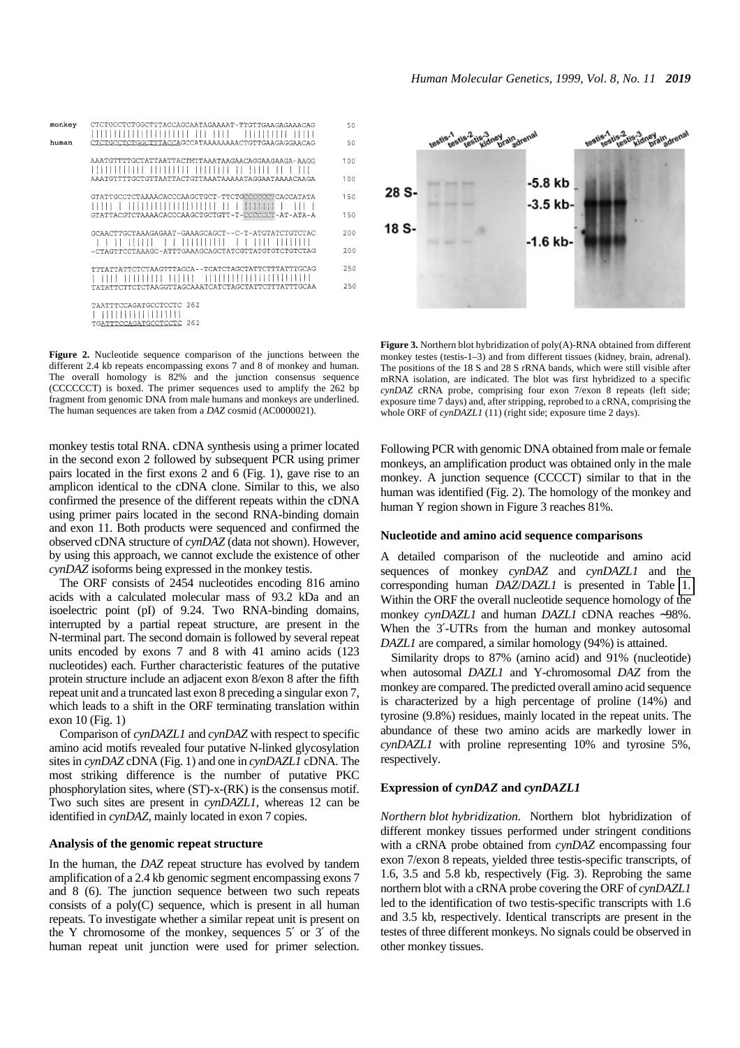**Figure 2.** Nucleotide sequence comparison of the junctions between the different 2.4 kb repeats encompassing exons 7 and 8 of monkey and human. The overall homology is 82% and the junction consensus sequence (CCCCCCT) is boxed. The primer sequences used to amplify the 262 bp fragment from genomic DNA from male humans and monkeys are underlined. The human sequences are taken from a *DAZ* cosmid (AC0000021).

**Figure 3.** Northern blot hybridization of poly(A)-RNA obtained from different monkey testes (testis-1–3) and from different tissues (kidney, brain, adrenal). The positions of the 18 S and 28 S rRNA bands, which were still visible after mRNA isolation, are indicated. The blot was first hybridized to a specific *cynDAZ* cRNA probe, comprising four exon 7/exon 8 repeats (left side; exposure time 7 days) and, after stripping, reprobed to a cRNA, comprising the whole ORF of *cynDAZL1* (11) (right side; exposure time 2 days).

monkey testis total RNA. cDNA synthesis using a primer located in the second exon 2 followed by subsequent PCR using primer pairs located in the first exons 2 and 6 (Fig. 1), gave rise to an amplicon identical to the cDNA clone. Similar to this, we also confirmed the presence of the different repeats within the cDNA using primer pairs located in the second RNA-binding domain and exon 11. Both products were sequenced and confirmed the observed cDNA structure of *cynDAZ* (data not shown). However, by using this approach, we cannot exclude the existence of other *cynDAZ* isoforms being expressed in the monkey testis.

The ORF consists of 2454 nucleotides encoding 816 amino acids with a calculated molecular mass of 93.2 kDa and an isoelectric point (pI) of 9.24. Two RNA-binding domains, interrupted by a partial repeat structure, are present in the N-terminal part. The second domain is followed by several repeat units encoded by exons 7 and 8 with 41 amino acids (123 nucleotides) each. Further characteristic features of the putative protein structure include an adjacent exon 8/exon 8 after the fifth repeat unit and a truncated last exon 8 preceding a singular exon 7, which leads to a shift in the ORF terminating translation within exon 10 (Fig. 1)

Comparison of *cynDAZL1* and *cynDAZ* with respect to specific amino acid motifs revealed four putative N-linked glycosylation sites in *cynDAZ* cDNA (Fig. 1) and one in *cynDAZL1* cDNA. The most striking difference is the number of putative PKC phosphorylation sites, where (ST)-x-(RK) is the consensus motif. Two such sites are present in *cynDAZL1*, whereas 12 can be identified in *cynDAZ*, mainly located in exon 7 copies.

### Analysis of the genomic repeat structure

In the human, the *DAZ* repeat structure has evolved by tandem amplification of a 2.4 kb genomic segment encompassing exons 7 and 8 (6). The junction sequence between two such repeats consists of a poly(C) sequence, which is present in all human repeats. To investigate whether a similar repeat unit is present on the Y chromosome of the monkey, sequences 5′ or 3′ of the human repeat unit junction were used for primer selection. Following PCR with genomic DNA obtained from male or female monkeys, an amplification product was obtained only in the male monkey. A junction sequence (CCCCT) similar to that in the human was identified (Fig. 2). The homology of the monkey and human Y region shown in Figure 3 reaches 81%.

### Nucleotide and amino acid sequence comparisons

A detailed comparison of the nucleotide and amino acid sequences of monkey *cynDAZ* and *cynDAZL1* and the corresponding human *DAZ*/*DAZL1* is presented in Table 1. Within the ORF the overall nucleotide sequence homology of the monkey *cynDAZL1* and human *DAZL1* cDNA reaches ~98%. When the 3′-UTRs from the human and monkey autosomal *DAZL1* are compared, a similar homology (94%) is attained.

Similarity drops to 87% (amino acid) and 91% (nucleotide) when autosomal *DAZL1* and Y-chromosomal *DAZ* from the monkey are compared. The predicted overall amino acid sequence is characterized by a high percentage of proline (14%) and tyrosine (9.8%) residues, mainly located in the repeat units. The abundance of these two amino acids are markedly lower in *cynDAZL1* with proline representing 10% and tyrosine 5%, respectively.

### Expression of *cynDAZ* and *cynDAZL1*

*Northern blot hybridization.* Northern blot hybridization of different monkey tissues performed under stringent conditions with a cRNA probe obtained from *cynDAZ* encompassing four exon 7/exon 8 repeats, yielded three testis-specific transcripts, of 1.6, 3.5 and 5.8 kb, respectively (Fig. 3). Reprobing the same northern blot with a cRNA probe covering the ORF of *cynDAZL1* led to the identification of two testis-specific transcripts with 1.6 and 3.5 kb, respectively. Identical transcripts are present in the testes of three different monkeys. No signals could be observed in other monkey tissues.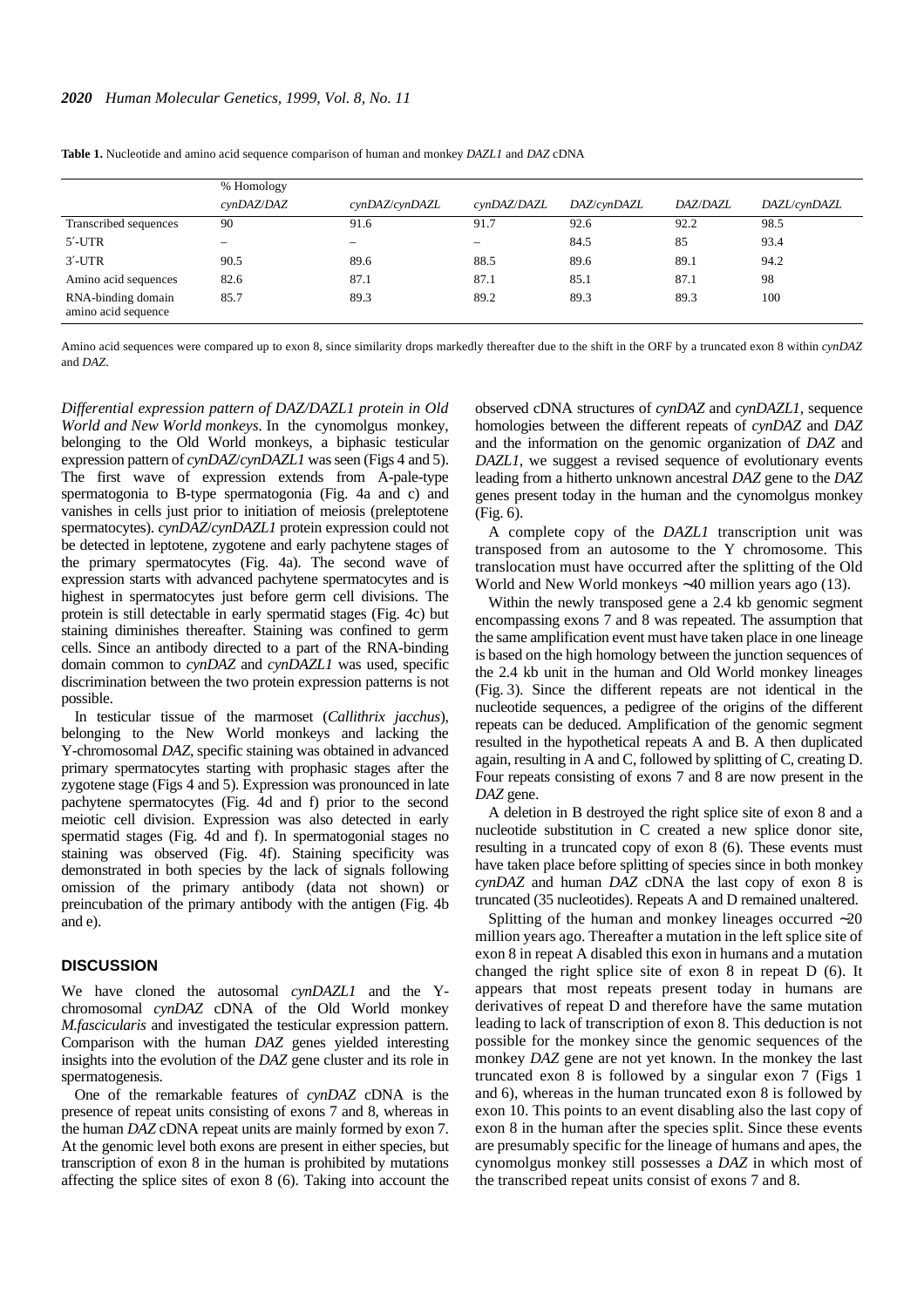**Table 1.** Nucleotide and amino acid sequence comparison of human and monkey *DAZL1* and *DAZ* cDNA

| | % Homology | | | | | |
|---|---|---|---|---|---|---|
| | *cynDAZ/DAZ* | *cynDAZ/cynDAZL* | *cynDAZ/DAZL* | *DAZ/cynDAZL* | *DAZ/DAZL* | *DAZL/cynDAZL* |
| Transcribed sequences | 90 | 91.6 | 91.7 | 92.6 | 92.2 | 98.5 |
| 5′-UTR | – | – | – | 84.5 | 85 | 93.4 |
| 3′-UTR | 90.5 | 89.6 | 88.5 | 89.6 | 89.1 | 94.2 |
| Amino acid sequences | 82.6 | 87.1 | 87.1 | 85.1 | 87.1 | 98 |
| RNA-binding domain amino acid sequence | 85.7 | 89.3 | 89.2 | 89.3 | 89.3 | 100 |

Amino acid sequences were compared up to exon 8, since similarity drops markedly thereafter due to the shift in the ORF by a truncated exon 8 within *cynDAZ* and *DAZ*.

*Differential expression pattern of DAZ/DAZL1 protein in Old World and New World monkeys*. In the cynomolgus monkey, belonging to the Old World monkeys, a biphasic testicular expression pattern of *cynDAZ/cynDAZL1* was seen (Figs 4 and 5). The first wave of expression extends from A-pale-type spermatogonia to B-type spermatogonia (Fig. 4a and c) and vanishes in cells just prior to initiation of meiosis (preleptotene spermatocytes). *cynDAZ/cynDAZL1* protein expression could not be detected in leptotene, zygotene and early pachytene stages of the primary spermatocytes (Fig. 4a). The second wave of expression starts with advanced pachytene spermatocytes and is highest in spermatocytes just before germ cell divisions. The protein is still detectable in early spermatid stages (Fig. 4c) but staining diminishes thereafter. Staining was confined to germ cells. Since an antibody directed to a part of the RNA-binding domain common to *cynDAZ* and *cynDAZL1* was used, specific discrimination between the two protein expression patterns is not possible.

In testicular tissue of the marmoset (*Callithrix jacchus*), belonging to the New World monkeys and lacking the Y-chromosomal *DAZ*, specific staining was obtained in advanced primary spermatocytes starting with prophasic stages after the zygotene stage (Figs 4 and 5). Expression was pronounced in late pachytene spermatocytes (Fig. 4d and f) prior to the second meiotic cell division. Expression was also detected in early spermatid stages (Fig. 4d and f). In spermatogonial stages no staining was observed (Fig. 4f). Staining specificity was demonstrated in both species by the lack of signals following omission of the primary antibody (data not shown) or preincubation of the primary antibody with the antigen (Fig. 4b and e).

## DISCUSSION

We have cloned the autosomal *cynDAZL1* and the Y-chromosomal *cynDAZ* cDNA of the Old World monkey *M.fascicularis* and investigated the testicular expression pattern. Comparison with the human *DAZ* genes yielded interesting insights into the evolution of the *DAZ* gene cluster and its role in spermatogenesis.

One of the remarkable features of *cynDAZ* cDNA is the presence of repeat units consisting of exons 7 and 8, whereas in the human *DAZ* cDNA repeat units are mainly formed by exon 7. At the genomic level both exons are present in either species, but transcription of exon 8 in the human is prohibited by mutations affecting the splice sites of exon 8 (6). Taking into account the observed cDNA structures of *cynDAZ* and *cynDAZL1*, sequence homologies between the different repeats of *cynDAZ* and *DAZ* and the information on the genomic organization of *DAZ* and *DAZL1*, we suggest a revised sequence of evolutionary events leading from a hitherto unknown ancestral *DAZ* gene to the *DAZ* genes present today in the human and the cynomolgus monkey (Fig. 6).

A complete copy of the *DAZL1* transcription unit was transposed from an autosome to the Y chromosome. This translocation must have occurred after the splitting of the Old World and New World monkeys ~40 million years ago (13).

Within the newly transposed gene a 2.4 kb genomic segment encompassing exons 7 and 8 was repeated. The assumption that the same amplification event must have taken place in one lineage is based on the high homology between the junction sequences of the 2.4 kb unit in the human and Old World monkey lineages (Fig. 3). Since the different repeats are not identical in the nucleotide sequences, a pedigree of the origins of the different repeats can be deduced. Amplification of the genomic segment resulted in the hypothetical repeats A and B. A then duplicated again, resulting in A and C, followed by splitting of C, creating D. Four repeats consisting of exons 7 and 8 are now present in the *DAZ* gene.

A deletion in B destroyed the right splice site of exon 8 and a nucleotide substitution in C created a new splice donor site, resulting in a truncated copy of exon 8 (6). These events must have taken place before splitting of species since in both monkey *cynDAZ* and human *DAZ* cDNA the last copy of exon 8 is truncated (35 nucleotides). Repeats A and D remained unaltered.

Splitting of the human and monkey lineages occurred ~20 million years ago. Thereafter a mutation in the left splice site of exon 8 in repeat A disabled this exon in humans and a mutation changed the right splice site of exon 8 in repeat D (6). It appears that most repeats present today in humans are derivatives of repeat D and therefore have the same mutation leading to lack of transcription of exon 8. This deduction is not possible for the monkey since the genomic sequences of the monkey *DAZ* gene are not yet known. In the monkey the last truncated exon 8 is followed by a singular exon 7 (Figs 1 and 6), whereas in the human truncated exon 8 is followed by exon 10. This points to an event disabling also the last copy of exon 8 in the human after the species split. Since these events are presumably specific for the lineage of humans and apes, the cynomolgus monkey still possesses a *DAZ* in which most of the transcribed repeat units consist of exons 7 and 8.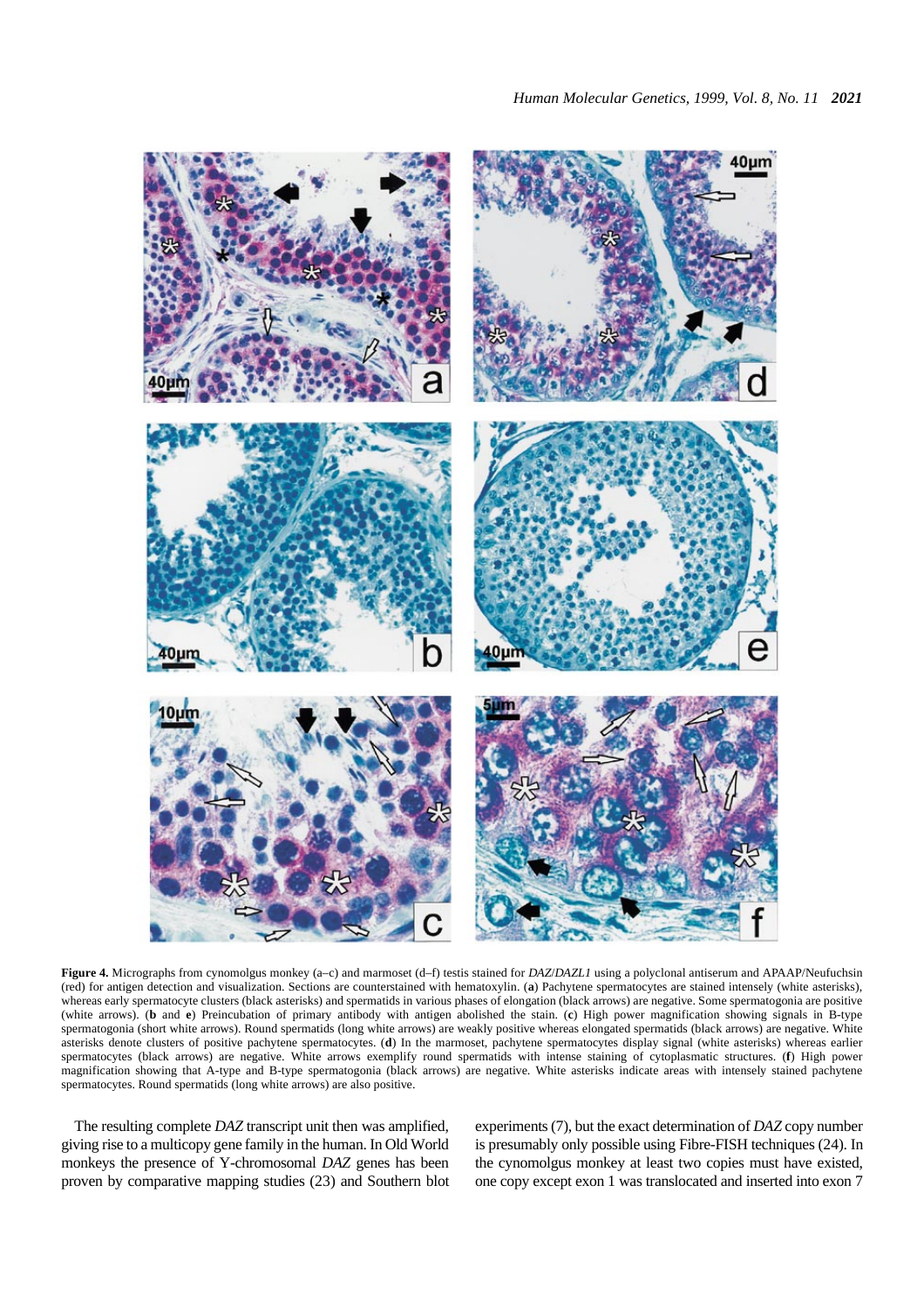**Figure 4.** Micrographs from cynomolgus monkey (a–c) and marmoset (d–f) testis stained for *DAZ*/*DAZL1* using a polyclonal antiserum and APAAP/Neufuchsin (red) for antigen detection and visualization. Sections are counterstained with hematoxylin. (**a**) Pachytene spermatocytes are stained intensely (white asterisks), whereas early spermatocyte clusters (black asterisks) and spermatids in various phases of elongation (black arrows) are negative. Some spermatogonia are positive (white arrows). (**b** and **e**) Preincubation of primary antibody with antigen abolished the stain. (**c**) High power magnification showing signals in B-type spermatogonia (short white arrows). Round spermatids (long white arrows) are weakly positive whereas elongated spermatids (black arrows) are negative. White asterisks denote clusters of positive pachytene spermatocytes. (**d**) In the marmoset, pachytene spermatocytes display signal (white asterisks) whereas earlier spermatocytes (black arrows) are negative. White arrows exemplify round spermatids with intense staining of cytoplasmatic structures. (**f**) High power magnification showing that A-type and B-type spermatogonia (black arrows) are negative. White asterisks indicate areas with intensely stained pachytene spermatocytes. Round spermatids (long white arrows) are also positive.

The resulting complete *DAZ* transcript unit then was amplified, giving rise to a multicopy gene family in the human. In Old World monkeys the presence of Y-chromosomal *DAZ* genes has been proven by comparative mapping studies (23) and Southern blot experiments (7), but the exact determination of *DAZ* copy number is presumably only possible using Fibre-FISH techniques (24). In the cynomolgus monkey at least two copies must have existed, one copy except exon 1 was translocated and inserted into exon 7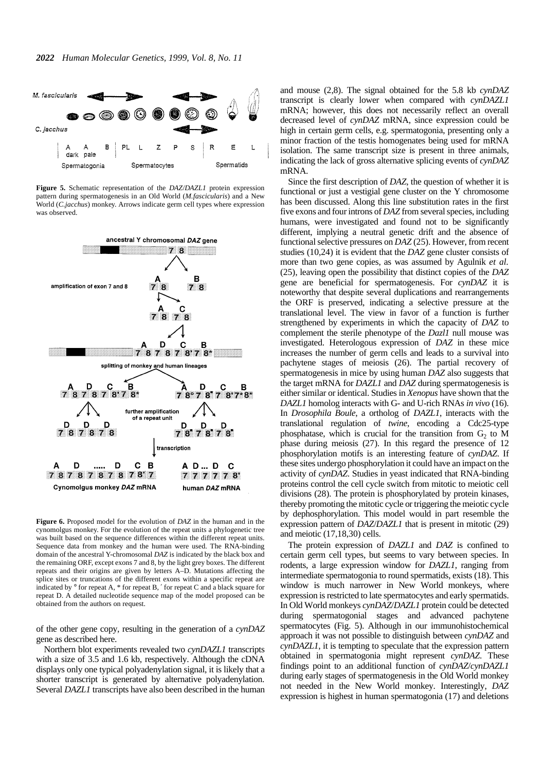**Figure 5.** Schematic representation of the *DAZ*/*DAZL1* protein expression pattern during spermatogenesis in an Old World (*M.fascicularis*) and a New World (*C.jacchus*) monkey. Arrows indicate germ cell types where expression was observed.

**Figure 6.** Proposed model for the evolution of *DAZ* in the human and in the cynomolgus monkey. For the evolution of the repeat units a phylogenetic tree was built based on the sequence differences within the different repeat units. Sequence data from monkey and the human were used. The RNA-binding domain of the ancestral Y-chromosomal *DAZ* is indicated by the black box and the remaining ORF, except exons 7 and 8, by the light grey boxes. The different repeats and their origins are given by letters A–D. Mutations affecting the splice sites or truncations of the different exons within a specific repeat are indicated by ° for repeat A, * for repeat B, ′ for repeat C and a black square for repeat D. A detailed nucleotide sequence map of the model proposed can be obtained from the authors on request.

of the other gene copy, resulting in the generation of a *cynDAZ* gene as described here.

Northern blot experiments revealed two *cynDAZL1* transcripts with a size of 3.5 and 1.6 kb, respectively. Although the cDNA displays only one typical polyadenylation signal, it is likely that a shorter transcript is generated by alternative polyadenylation. Several *DAZL1* transcripts have also been described in the human and mouse (2,8). The signal obtained for the 5.8 kb *cynDAZ* transcript is clearly lower when compared with *cynDAZL1* mRNA; however, this does not necessarily reflect an overall decreased level of *cynDAZ* mRNA, since expression could be high in certain germ cells, e.g. spermatogonia, presenting only a minor fraction of the testis homogenates being used for mRNA isolation. The same transcript size is present in three animals, indicating the lack of gross alternative splicing events of *cynDAZ* mRNA.

Since the first description of *DAZ*, the question of whether it is functional or just a vestigial gene cluster on the Y chromosome has been discussed. Along this line substitution rates in the first five exons and four introns of *DAZ* from several species, including humans, were investigated and found not to be significantly different, implying a neutral genetic drift and the absence of functional selective pressures on *DAZ* (25). However, from recent studies (10,24) it is evident that the *DAZ* gene cluster consists of more than two gene copies, as was assumed by Agulnik *et al.* (25), leaving open the possibility that distinct copies of the *DAZ* gene are beneficial for spermatogenesis. For *cynDAZ* it is noteworthy that despite several duplications and rearrangements the ORF is preserved, indicating a selective pressure at the translational level. The view in favor of a function is further strengthened by experiments in which the capacity of *DAZ* to complement the sterile phenotype of the *Dazl1* null mouse was investigated. Heterologous expression of *DAZ* in these mice increases the number of germ cells and leads to a survival into pachytene stages of meiosis (26). The partial recovery of spermatogenesis in mice by using human *DAZ* also suggests that the target mRNA for *DAZL1* and *DAZ* during spermatogenesis is either similar or identical. Studies in *Xenopus* have shown that the *DAZL1* homolog interacts with G- and U-rich RNAs *in vivo* (16). In *Drosophila Boule*, a ortholog of *DAZL1*, interacts with the translational regulation of *twine*, encoding a Cdc25-type phosphatase, which is crucial for the transition from $G_2$ to M phase during meiosis (27). In this regard the presence of 12 phosphorylation motifs is an interesting feature of *cynDAZ*. If these sites undergo phosphorylation it could have an impact on the activity of *cynDAZ*. Studies in yeast indicated that RNA-binding proteins control the cell cycle switch from mitotic to meiotic cell divisions (28). The protein is phosphorylated by protein kinases, thereby promoting the mitotic cycle or triggering the meiotic cycle by dephosphorylation. This model would in part resemble the expression pattern of *DAZ*/*DAZL1* that is present in mitotic (29) and meiotic (17,18,30) cells.

The protein expression of *DAZL1* and *DAZ* is confined to certain germ cell types, but seems to vary between species. In rodents, a large expression window for *DAZL1*, ranging from intermediate spermatogonia to round spermatids, exists (18). This window is much narrower in New World monkeys, where expression is restricted to late spermatocytes and early spermatids. In Old World monkeys *cynDAZ*/*DAZL1* protein could be detected during spermatogonial stages and advanced pachytene spermatocytes (Fig. 5). Although in our immunohistochemical approach it was not possible to distinguish between *cynDAZ* and *cynDAZL1*, it is tempting to speculate that the expression pattern obtained in spermatogonia might represent *cynDAZ*. These findings point to an additional function of *cynDAZ*/*cynDAZL1* during early stages of spermatogenesis in the Old World monkey not needed in the New World monkey. Interestingly, *DAZ* expression is highest in human spermatogonia (17) and deletions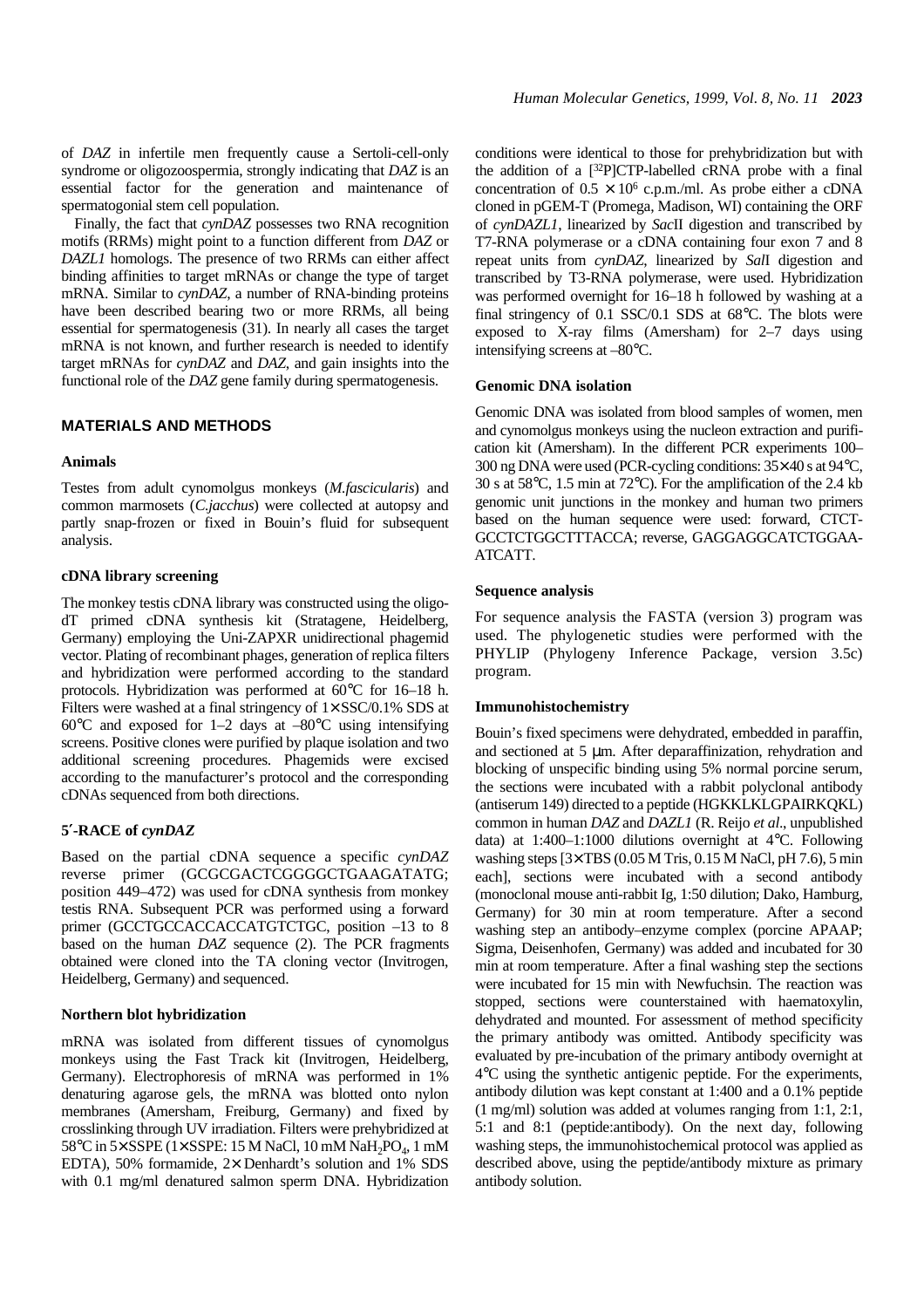of *DAZ* in infertile men frequently cause a Sertoli-cell-only syndrome or oligozoospermia, strongly indicating that *DAZ* is an essential factor for the generation and maintenance of spermatogonial stem cell population.

Finally, the fact that *cynDAZ* possesses two RNA recognition motifs (RRMs) might point to a function different from *DAZ* or *DAZL1* homologs. The presence of two RRMs can either affect binding affinities to target mRNAs or change the type of target mRNA. Similar to *cynDAZ*, a number of RNA-binding proteins have been described bearing two or more RRMs, all being essential for spermatogenesis (31). In nearly all cases the target mRNA is not known, and further research is needed to identify target mRNAs for *cynDAZ* and *DAZ*, and gain insights into the functional role of the *DAZ* gene family during spermatogenesis.

## MATERIALS AND METHODS

### Animals

Testes from adult cynomolgus monkeys (*M.fascicularis*) and common marmosets (*C.jacchus*) were collected at autopsy and partly snap-frozen or fixed in Bouin's fluid for subsequent analysis.

### cDNA library screening

The monkey testis cDNA library was constructed using the oligo-dT primed cDNA synthesis kit (Stratagene, Heidelberg, Germany) employing the Uni-ZAPXR unidirectional phagemid vector. Plating of recombinant phages, generation of replica filters and hybridization were performed according to the standard protocols. Hybridization was performed at 60°C for 16–18 h. Filters were washed at a final stringency of 1× SSC/0.1% SDS at 60°C and exposed for 1–2 days at –80°C using intensifying screens. Positive clones were purified by plaque isolation and two additional screening procedures. Phagemids were excised according to the manufacturer's protocol and the corresponding cDNAs sequenced from both directions.

### 5′-RACE of *cynDAZ*

Based on the partial cDNA sequence a specific *cynDAZ* reverse primer (GCGCGACTCGGGGCTGAAGATATG; position 449–472) was used for cDNA synthesis from monkey testis RNA. Subsequent PCR was performed using a forward primer (GCCTGCCACCACCATGTCTGC, position –13 to 8 based on the human *DAZ* sequence (2). The PCR fragments obtained were cloned into the TA cloning vector (Invitrogen, Heidelberg, Germany) and sequenced.

### Northern blot hybridization

mRNA was isolated from different tissues of cynomolgus monkeys using the Fast Track kit (Invitrogen, Heidelberg, Germany). Electrophoresis of mRNA was performed in 1% denaturing agarose gels, the mRNA was blotted onto nylon membranes (Amersham, Freiburg, Germany) and fixed by crosslinking through UV irradiation. Filters were prehybridized at 58°C in 5× SSPE (1× SSPE: 15 M NaCl, 10 mM $NaH_2PO_4$, 1 mM EDTA), 50% formamide, 2× Denhardt's solution and 1% SDS with 0.1 mg/ml denatured salmon sperm DNA. Hybridization conditions were identical to those for prehybridization but with the addition of a [$^{32}$P]CTP-labelled cRNA probe with a final concentration of $0.5 \times 10^6$ c.p.m./ml. As probe either a cDNA cloned in pGEM-T (Promega, Madison, WI) containing the ORF of *cynDAZL1*, linearized by *Sac*II digestion and transcribed by T7-RNA polymerase or a cDNA containing four exon 7 and 8 repeat units from *cynDAZ*, linearized by *Sal*I digestion and transcribed by T3-RNA polymerase, were used. Hybridization was performed overnight for 16–18 h followed by washing at a final stringency of 0.1 SSC/0.1 SDS at 68°C. The blots were exposed to X-ray films (Amersham) for 2–7 days using intensifying screens at –80°C.

### Genomic DNA isolation

Genomic DNA was isolated from blood samples of women, men and cynomolgus monkeys using the nucleon extraction and purification kit (Amersham). In the different PCR experiments 100–300 ng DNA were used (PCR-cycling conditions: 35× 40 s at 94°C, 30 s at 58°C, 1.5 min at 72°C). For the amplification of the 2.4 kb genomic unit junctions in the monkey and human two primers based on the human sequence were used: forward, CTCT-GCCTCTGGCTTTACCA; reverse, GAGGAGGCATCTGGAA-ATCATT.

### Sequence analysis

For sequence analysis the FASTA (version 3) program was used. The phylogenetic studies were performed with the PHYLIP (Phylogeny Inference Package, version 3.5c) program.

### Immunohistochemistry

Bouin's fixed specimens were dehydrated, embedded in paraffin, and sectioned at 5 µm. After deparaffinization, rehydration and blocking of unspecific binding using 5% normal porcine serum, the sections were incubated with a rabbit polyclonal antibody (antiserum 149) directed to a peptide (HGKKLKLGPAIRKQKL) common in human *DAZ* and *DAZL1* (R. Reijo *et al*., unpublished data) at 1:400–1:1000 dilutions overnight at 4°C. Following washing steps [3× TBS (0.05 M Tris, 0.15 M NaCl, pH 7.6), 5 min each], sections were incubated with a second antibody (monoclonal mouse anti-rabbit Ig, 1:50 dilution; Dako, Hamburg, Germany) for 30 min at room temperature. After a second washing step an antibody–enzyme complex (porcine APAAP; Sigma, Deisenhofen, Germany) was added and incubated for 30 min at room temperature. After a final washing step the sections were incubated for 15 min with Newfuchsin. The reaction was stopped, sections were counterstained with haematoxylin, dehydrated and mounted. For assessment of method specificity the primary antibody was omitted. Antibody specificity was evaluated by pre-incubation of the primary antibody overnight at 4°C using the synthetic antigenic peptide. For the experiments, antibody dilution was kept constant at 1:400 and a 0.1% peptide (1 mg/ml) solution was added at volumes ranging from 1:1, 2:1, 5:1 and 8:1 (peptide:antibody). On the next day, following washing steps, the immunohistochemical protocol was applied as described above, using the peptide/antibody mixture as primary antibody solution.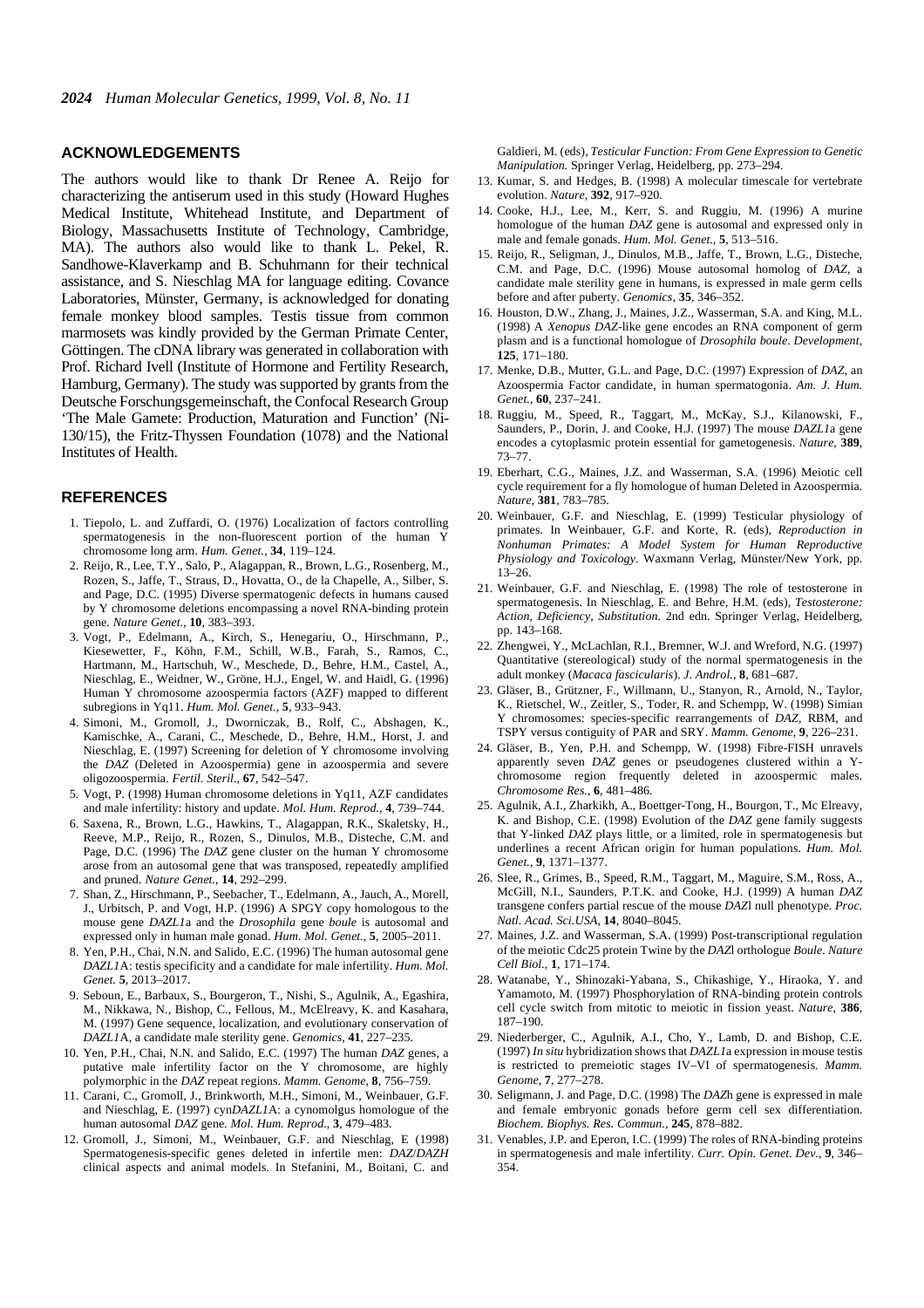## ACKNOWLEDGEMENTS

The authors would like to thank Dr Renee A. Reijo for characterizing the antiserum used in this study (Howard Hughes Medical Institute, Whitehead Institute, and Department of Biology, Massachusetts Institute of Technology, Cambridge, MA). The authors also would like to thank L. Pekel, R. Sandhowe-Klaverkamp and B. Schuhmann for their technical assistance, and S. Nieschlag MA for language editing. Covance Laboratories, Münster, Germany, is acknowledged for donating female monkey blood samples. Testis tissue from common marmosets was kindly provided by the German Primate Center, Göttingen. The cDNA library was generated in collaboration with Prof. Richard Ivell (Institute of Hormone and Fertility Research, Hamburg, Germany). The study was supported by grants from the Deutsche Forschungsgemeinschaft, the Confocal Research Group 'The Male Gamete: Production, Maturation and Function' (Ni-130/15), the Fritz-Thyssen Foundation (1078) and the National Institutes of Health.

## REFERENCES

1. Tiepolo, L. and Zuffardi, O. (1976) Localization of factors controlling spermatogenesis in the non-fluorescent portion of the human Y chromosome long arm. *Hum. Genet.*, **34**, 119–124.
2. Reijo, R., Lee, T.Y., Salo, P., Alagappan, R., Brown, L.G., Rosenberg, M., Rozen, S., Jaffe, T., Straus, D., Hovatta, O., de la Chapelle, A., Silber, S. and Page, D.C. (1995) Diverse spermatogenic defects in humans caused by Y chromosome deletions encompassing a novel RNA-binding protein gene. *Nature Genet.*, **10**, 383–393.
3. Vogt, P., Edelmann, A., Kirch, S., Henegariu, O., Hirschmann, P., Kiesewetter, F., Köhn, F.M., Schill, W.B., Farah, S., Ramos, C., Hartmann, M., Hartschuh, W., Meschede, D., Behre, H.M., Castel, A., Nieschlag, E., Weidner, W., Gröne, H.J., Engel, W. and Haidl, G. (1996) Human Y chromosome azoospermia factors (AZF) mapped to different subregions in Yq11. *Hum. Mol. Genet.*, **5**, 933–943.
4. Simoni, M., Gromoll, J., Dworniczak, B., Rolf, C., Abshagen, K., Kamischke, A., Carani, C., Meschede, D., Behre, H.M., Horst, J. and Nieschlag, E. (1997) Screening for deletion of Y chromosome involving the *DAZ* (Deleted in Azoospermia) gene in azoospermia and severe oligozoospermia. *Fertil. Steril.*, **67**, 542–547.
5. Vogt, P. (1998) Human chromosome deletions in Yq11, AZF candidates and male infertility: history and update. *Mol. Hum. Reprod.*, **4**, 739–744.
6. Saxena, R., Brown, L.G., Hawkins, T., Alagappan, R.K., Skaletsky, H., Reeve, M.P., Reijo, R., Rozen, S., Dinulos, M.B., Disteche, C.M. and Page, D.C. (1996) The *DAZ* gene cluster on the human Y chromosome arose from an autosomal gene that was transposed, repeatedly amplified and pruned. *Nature Genet.*, **14**, 292–299.
7. Shan, Z., Hirschmann, P., Seebacher, T., Edelmann, A., Jauch, A., Morell, J., Urbitsch, P. and Vogt, H.P. (1996) A SPGY copy homologous to the mouse gene *DAZL1*a and the *Drosophila* gene *boule* is autosomal and expressed only in human male gonad. *Hum. Mol. Genet.*, **5**, 2005–2011.
8. Yen, P.H., Chai, N.N. and Salido, E.C. (1996) The human autosomal gene *DAZL1*A: testis specificity and a candidate for male infertility. *Hum. Mol. Genet.* **5**, 2013–2017.
9. Seboun, E., Barbaux, S., Bourgeron, T., Nishi, S., Agulnik, A., Egashira, M., Nikkawa, N., Bishop, C., Fellous, M., McElreavy, K. and Kasahara, M. (1997) Gene sequence, localization, and evolutionary conservation of *DAZL1*A, a candidate male sterility gene. *Genomics*, **41**, 227–235.
10. Yen, P.H., Chai, N.N. and Salido, E.C. (1997) The human *DAZ* genes, a putative male infertility factor on the Y chromosome, are highly polymorphic in the *DAZ* repeat regions. *Mamm. Genome*, **8**, 756–759.
11. Carani, C., Gromoll, J., Brinkworth, M.H., Simoni, M., Weinbauer, G.F. and Nieschlag, E. (1997) cyn*DAZL1*A: a cynomolgus homologue of the human autosomal *DAZ* gene. *Mol. Hum. Reprod.*, **3**, 479–483.
12. Gromoll, J., Simoni, M., Weinbauer, G.F. and Nieschlag, E (1998) Spermatogenesis-specific genes deleted in infertile men: *DAZ/DAZH* clinical aspects and animal models. In Stefanini, M., Boitani, C. and Galdieri, M. (eds), *Testicular Function: From Gene Expression to Genetic Manipulation.* Springer Verlag, Heidelberg, pp. 273–294.
13. Kumar, S. and Hedges, B. (1998) A molecular timescale for vertebrate evolution. *Nature*, **392**, 917–920.
14. Cooke, H.J., Lee, M., Kerr, S. and Ruggiu, M. (1996) A murine homologue of the human *DAZ* gene is autosomal and expressed only in male and female gonads. *Hum. Mol. Genet.*, **5**, 513–516.
15. Reijo, R., Seligman, J., Dinulos, M.B., Jaffe, T., Brown, L.G., Disteche, C.M. and Page, D.C. (1996) Mouse autosomal homolog of *DAZ*, a candidate male sterility gene in humans, is expressed in male germ cells before and after puberty. *Genomics*, **35**, 346–352.
16. Houston, D.W., Zhang, J., Maines, J.Z., Wasserman, S.A. and King, M.L. (1998) A *Xenopus DAZ*-like gene encodes an RNA component of germ plasm and is a functional homologue of *Drosophila boule*. *Development*, **125**, 171–180.
17. Menke, D.B., Mutter, G.L. and Page, D.C. (1997) Expression of *DAZ*, an Azoospermia Factor candidate, in human spermatogonia. *Am. J. Hum. Genet.*, **60**, 237–241.
18. Ruggiu, M., Speed, R., Taggart, M., McKay, S.J., Kilanowski, F., Saunders, P., Dorin, J. and Cooke, H.J. (1997) The mouse *DAZL1*a gene encodes a cytoplasmic protein essential for gametogenesis. *Nature*, **389**, 73–77.
19. Eberhart, C.G., Maines, J.Z. and Wasserman, S.A. (1996) Meiotic cell cycle requirement for a fly homologue of human Deleted in Azoospermia. *Nature*, **381**, 783–785.
20. Weinbauer, G.F. and Nieschlag, E. (1999) Testicular physiology of primates. In Weinbauer, G.F. and Korte, R. (eds), *Reproduction in Nonhuman Primates: A Model System for Human Reproductive Physiology and Toxicology*. Waxmann Verlag, Münster/New York, pp. 13–26.
21. Weinbauer, G.F. and Nieschlag, E. (1998) The role of testosterone in spermatogenesis. In Nieschlag, E. and Behre, H.M. (eds), *Testosterone: Action, Deficiency, Substitution*. 2nd edn. Springer Verlag, Heidelberg, pp. 143–168.
22. Zhengwei, Y., McLachlan, R.I., Bremner, W.J. and Wreford, N.G. (1997) Quantitative (stereological) study of the normal spermatogenesis in the adult monkey (*Macaca fascicularis*). *J. Androl.*, **8**, 681–687.
23. Gläser, B., Grützner, F., Willmann, U., Stanyon, R., Arnold, N., Taylor, K., Rietschel, W., Zeitler, S., Toder, R. and Schempp, W. (1998) Simian Y chromosomes: species-specific rearrangements of *DAZ*, RBM, and TSPY versus contiguity of PAR and SRY. *Mamm. Genome*, **9**, 226–231.
24. Gläser, B., Yen, P.H. and Schempp, W. (1998) Fibre-FISH unravels apparently seven *DAZ* genes or pseudogenes clustered within a Y-chromosome region frequently deleted in azoospermic males. *Chromosome Res.*, **6**, 481–486.
25. Agulnik, A.I., Zharkikh, A., Boettger-Tong, H., Bourgon, T., Mc Elreavy, K. and Bishop, C.E. (1998) Evolution of the *DAZ* gene family suggests that Y-linked *DAZ* plays little, or a limited, role in spermatogenesis but underlines a recent African origin for human populations. *Hum. Mol. Genet.*, **9**, 1371–1377.
26. Slee, R., Grimes, B., Speed, R.M., Taggart, M., Maguire, S.M., Ross, A., McGill, N.I., Saunders, P.T.K. and Cooke, H.J. (1999) A human *DAZ* transgene confers partial rescue of the mouse *DAZ*l null phenotype. *Proc. Natl. Acad. Sci.USA*, **14**, 8040–8045.
27. Maines, J.Z. and Wasserman, S.A. (1999) Post-transcriptional regulation of the meiotic Cdc25 protein Twine by the *DAZ*l orthologue *Boule*. *Nature Cell Biol.*, **1**, 171–174.
28. Watanabe, Y., Shinozaki-Yabana, S., Chikashige, Y., Hiraoka, Y. and Yamamoto, M. (1997) Phosphorylation of RNA-binding protein controls cell cycle switch from mitotic to meiotic in fission yeast. *Nature*, **386**, 187–190.
29. Niederberger, C., Agulnik, A.I., Cho, Y., Lamb, D. and Bishop, C.E. (1997) *In situ* hybridization shows that *DAZL1*a expression in mouse testis is restricted to premeiotic stages IV–VI of spermatogenesis. *Mamm. Genome*, **7**, 277–278.
30. Seligmann, J. and Page, D.C. (1998) The *DAZ*h gene is expressed in male and female embryonic gonads before germ cell sex differentiation. *Biochem. Biophys. Res. Commun.*, **245**, 878–882.
31. Venables, J.P. and Eperon, I.C. (1999) The roles of RNA-binding proteins in spermatogenesis and male infertility. *Curr. Opin. Genet. Dev.*, **9**, 346–354.